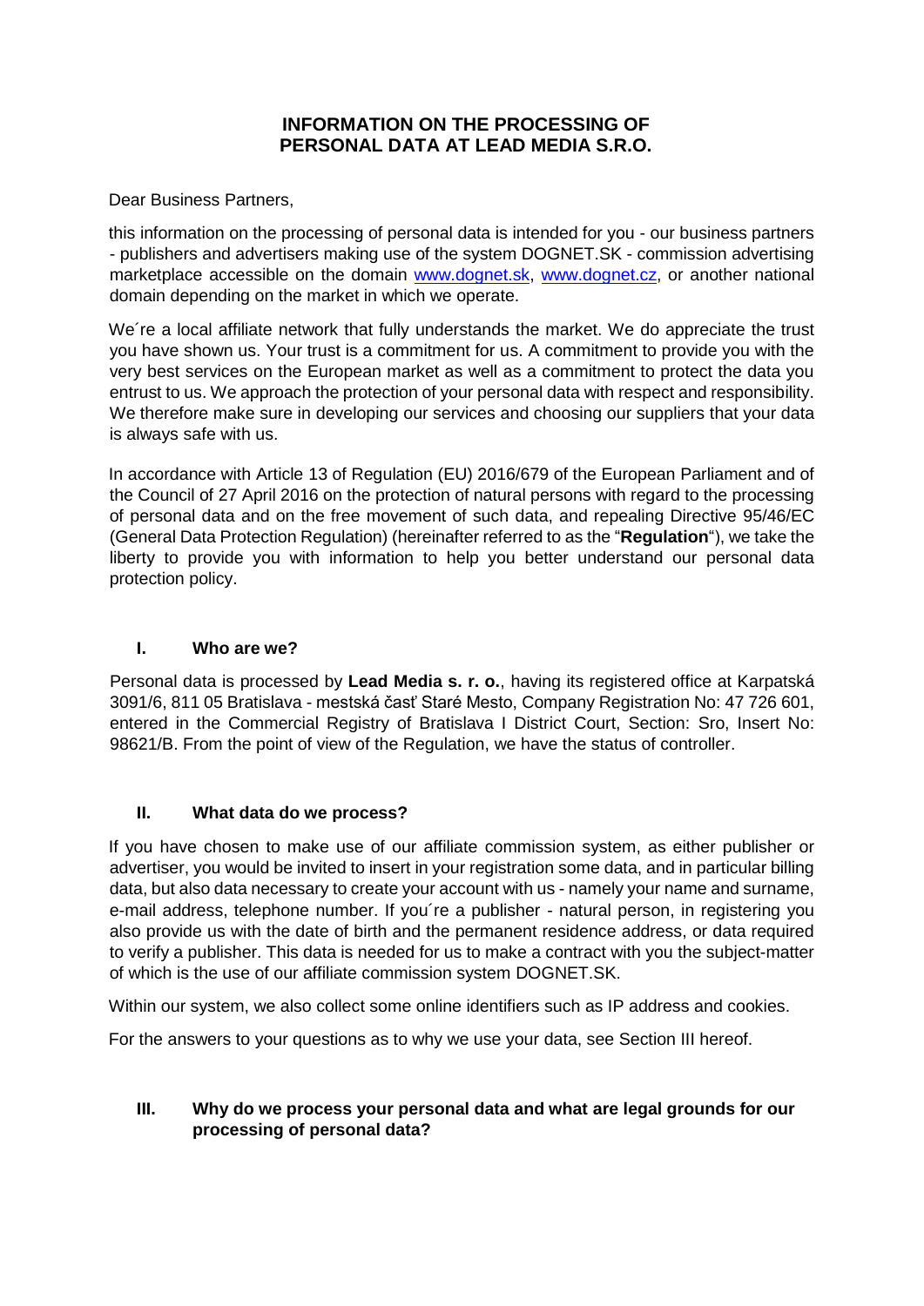# INFORMATION ON THE PROCESSING OF PERSONAL DATA AT LEAD MEDIA S.R.O.

Dear Business Partners,

this information on the processing of personal data is intended for you - our business partners - publishers and advertisers making use of the system DOGNET.SK - commission advertising marketplace accessible on the domain www.dognet.sk, www.dognet.cz, or another national domain depending on the market in which we operate.

We´re a local affiliate network that fully understands the market. We do appreciate the trust you have shown us. Your trust is a commitment for us. A commitment to provide you with the very best services on the European market as well as a commitment to protect the data you entrust to us. We approach the protection of your personal data with respect and responsibility. We therefore make sure in developing our services and choosing our suppliers that your data is always safe with us.

In accordance with Article 13 of Regulation (EU) 2016/679 of the European Parliament and of the Council of 27 April 2016 on the protection of natural persons with regard to the processing of personal data and on the free movement of such data, and repealing Directive 95/46/EC (General Data Protection Regulation) (hereinafter referred to as the "**Regulation**"), we take the liberty to provide you with information to help you better understand our personal data protection policy.

## I. Who are we?

Personal data is processed by **Lead Media s. r. o.**, having its registered office at Karpatská 3091/6, 811 05 Bratislava - mestská časť Staré Mesto, Company Registration No: 47 726 601, entered in the Commercial Registry of Bratislava I District Court, Section: Sro, Insert No: 98621/B. From the point of view of the Regulation, we have the status of controller.

## II. What data do we process?

If you have chosen to make use of our affiliate commission system, as either publisher or advertiser, you would be invited to insert in your registration some data, and in particular billing data, but also data necessary to create your account with us - namely your name and surname, e-mail address, telephone number. If you´re a publisher - natural person, in registering you also provide us with the date of birth and the permanent residence address, or data required to verify a publisher. This data is needed for us to make a contract with you the subject-matter of which is the use of our affiliate commission system DOGNET.SK.

Within our system, we also collect some online identifiers such as IP address and cookies.

For the answers to your questions as to why we use your data, see Section III hereof.

## III. Why do we process your personal data and what are legal grounds for our processing of personal data?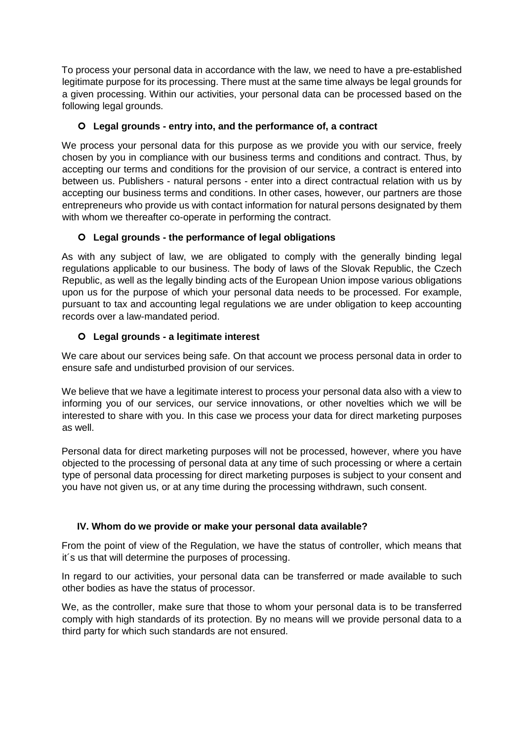To process your personal data in accordance with the law, we need to have a pre-established legitimate purpose for its processing. There must at the same time always be legal grounds for a given processing. Within our activities, your personal data can be processed based on the following legal grounds.

- **Legal grounds - entry into, and the performance of, a contract**

We process your personal data for this purpose as we provide you with our service, freely chosen by you in compliance with our business terms and conditions and contract. Thus, by accepting our terms and conditions for the provision of our service, a contract is entered into between us. Publishers - natural persons - enter into a direct contractual relation with us by accepting our business terms and conditions. In other cases, however, our partners are those entrepreneurs who provide us with contact information for natural persons designated by them with whom we thereafter co-operate in performing the contract.

- **Legal grounds - the performance of legal obligations**

As with any subject of law, we are obligated to comply with the generally binding legal regulations applicable to our business. The body of laws of the Slovak Republic, the Czech Republic, as well as the legally binding acts of the European Union impose various obligations upon us for the purpose of which your personal data needs to be processed. For example, pursuant to tax and accounting legal regulations we are under obligation to keep accounting records over a law-mandated period.

- **Legal grounds - a legitimate interest**

We care about our services being safe. On that account we process personal data in order to ensure safe and undisturbed provision of our services.

We believe that we have a legitimate interest to process your personal data also with a view to informing you of our services, our service innovations, or other novelties which we will be interested to share with you. In this case we process your data for direct marketing purposes as well.

Personal data for direct marketing purposes will not be processed, however, where you have objected to the processing of personal data at any time of such processing or where a certain type of personal data processing for direct marketing purposes is subject to your consent and you have not given us, or at any time during the processing withdrawn, such consent.

## IV. Whom do we provide or make your personal data available?

From the point of view of the Regulation, we have the status of controller, which means that it´s us that will determine the purposes of processing.

In regard to our activities, your personal data can be transferred or made available to such other bodies as have the status of processor.

We, as the controller, make sure that those to whom your personal data is to be transferred comply with high standards of its protection. By no means will we provide personal data to a third party for which such standards are not ensured.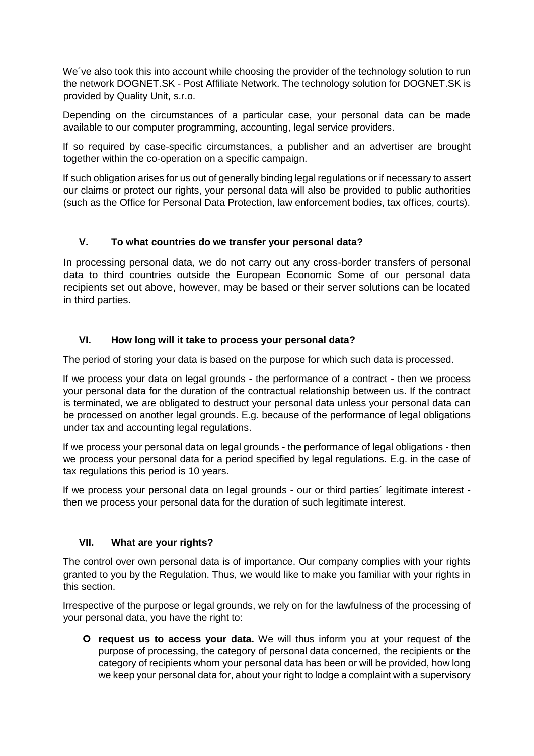We´ve also took this into account while choosing the provider of the technology solution to run the network DOGNET.SK - Post Affiliate Network. The technology solution for DOGNET.SK is provided by Quality Unit, s.r.o.

Depending on the circumstances of a particular case, your personal data can be made available to our computer programming, accounting, legal service providers.

If so required by case-specific circumstances, a publisher and an advertiser are brought together within the co-operation on a specific campaign.

If such obligation arises for us out of generally binding legal regulations or if necessary to assert our claims or protect our rights, your personal data will also be provided to public authorities (such as the Office for Personal Data Protection, law enforcement bodies, tax offices, courts).

## V. To what countries do we transfer your personal data?

In processing personal data, we do not carry out any cross-border transfers of personal data to third countries outside the European Economic Some of our personal data recipients set out above, however, may be based or their server solutions can be located in third parties.

## VI. How long will it take to process your personal data?

The period of storing your data is based on the purpose for which such data is processed.

If we process your data on legal grounds - the performance of a contract - then we process your personal data for the duration of the contractual relationship between us. If the contract is terminated, we are obligated to destruct your personal data unless your personal data can be processed on another legal grounds. E.g. because of the performance of legal obligations under tax and accounting legal regulations.

If we process your personal data on legal grounds - the performance of legal obligations - then we process your personal data for a period specified by legal regulations. E.g. in the case of tax regulations this period is 10 years.

If we process your personal data on legal grounds - our or third parties´ legitimate interest - then we process your personal data for the duration of such legitimate interest.

## VII. What are your rights?

The control over own personal data is of importance. Our company complies with your rights granted to you by the Regulation. Thus, we would like to make you familiar with your rights in this section.

Irrespective of the purpose or legal grounds, we rely on for the lawfulness of the processing of your personal data, you have the right to:

- **request us to access your data.** We will thus inform you at your request of the purpose of processing, the category of personal data concerned, the recipients or the category of recipients whom your personal data has been or will be provided, how long we keep your personal data for, about your right to lodge a complaint with a supervisory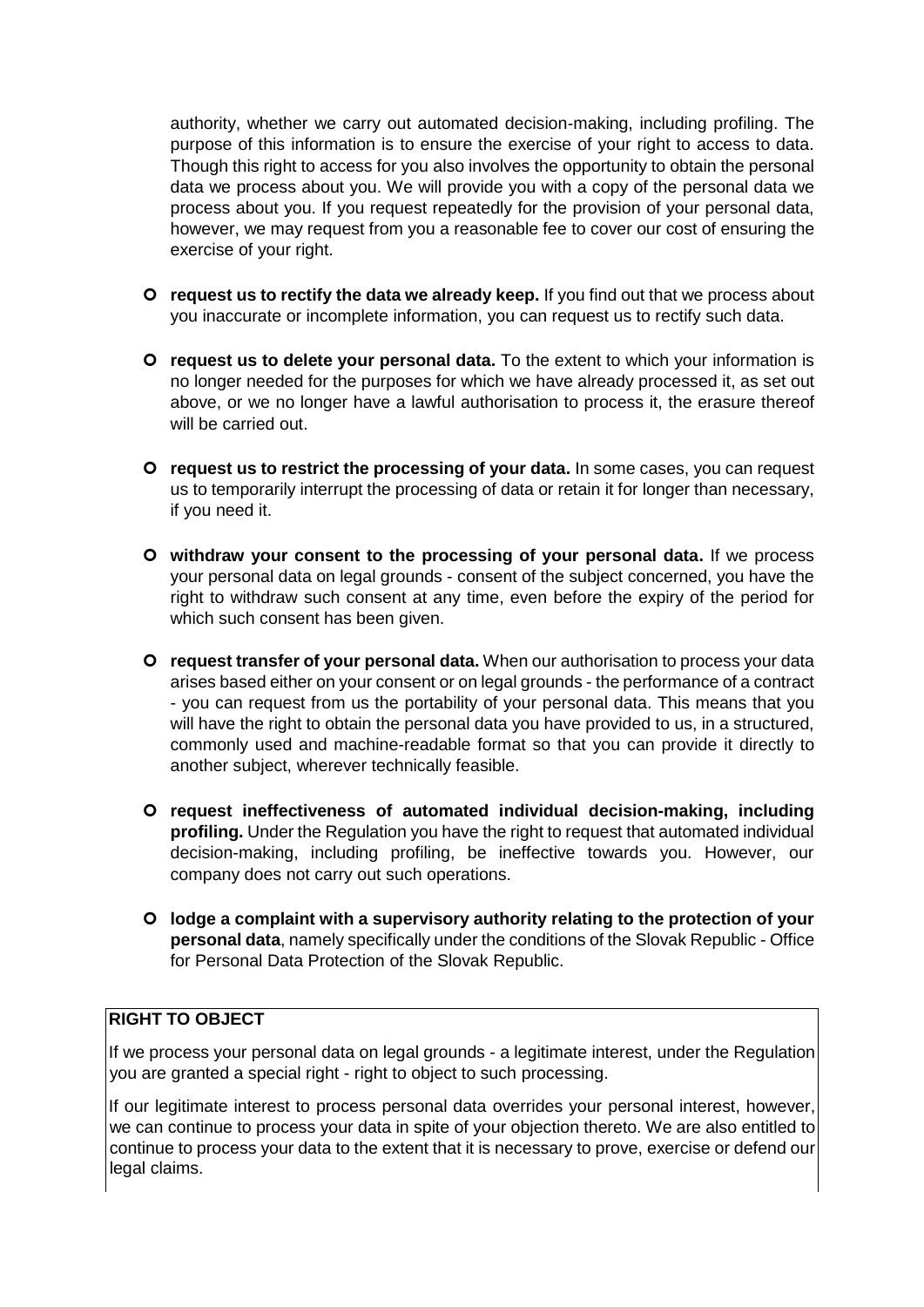authority, whether we carry out automated decision-making, including profiling. The purpose of this information is to ensure the exercise of your right to access to data. Though this right to access for you also involves the opportunity to obtain the personal data we process about you. We will provide you with a copy of the personal data we process about you. If you request repeatedly for the provision of your personal data, however, we may request from you a reasonable fee to cover our cost of ensuring the exercise of your right.

- **request us to rectify the data we already keep.** If you find out that we process about you inaccurate or incomplete information, you can request us to rectify such data.
- **request us to delete your personal data.** To the extent to which your information is no longer needed for the purposes for which we have already processed it, as set out above, or we no longer have a lawful authorisation to process it, the erasure thereof will be carried out.
- **request us to restrict the processing of your data.** In some cases, you can request us to temporarily interrupt the processing of data or retain it for longer than necessary, if you need it.
- **withdraw your consent to the processing of your personal data.** If we process your personal data on legal grounds - consent of the subject concerned, you have the right to withdraw such consent at any time, even before the expiry of the period for which such consent has been given.
- **request transfer of your personal data.** When our authorisation to process your data arises based either on your consent or on legal grounds - the performance of a contract - you can request from us the portability of your personal data. This means that you will have the right to obtain the personal data you have provided to us, in a structured, commonly used and machine-readable format so that you can provide it directly to another subject, wherever technically feasible.
- **request ineffectiveness of automated individual decision-making, including profiling.** Under the Regulation you have the right to request that automated individual decision-making, including profiling, be ineffective towards you. However, our company does not carry out such operations.
- **lodge a complaint with a supervisory authority relating to the protection of your personal data**, namely specifically under the conditions of the Slovak Republic - Office for Personal Data Protection of the Slovak Republic.

**RIGHT TO OBJECT**

If we process your personal data on legal grounds - a legitimate interest, under the Regulation you are granted a special right - right to object to such processing.

If our legitimate interest to process personal data overrides your personal interest, however, we can continue to process your data in spite of your objection thereto. We are also entitled to continue to process your data to the extent that it is necessary to prove, exercise or defend our legal claims.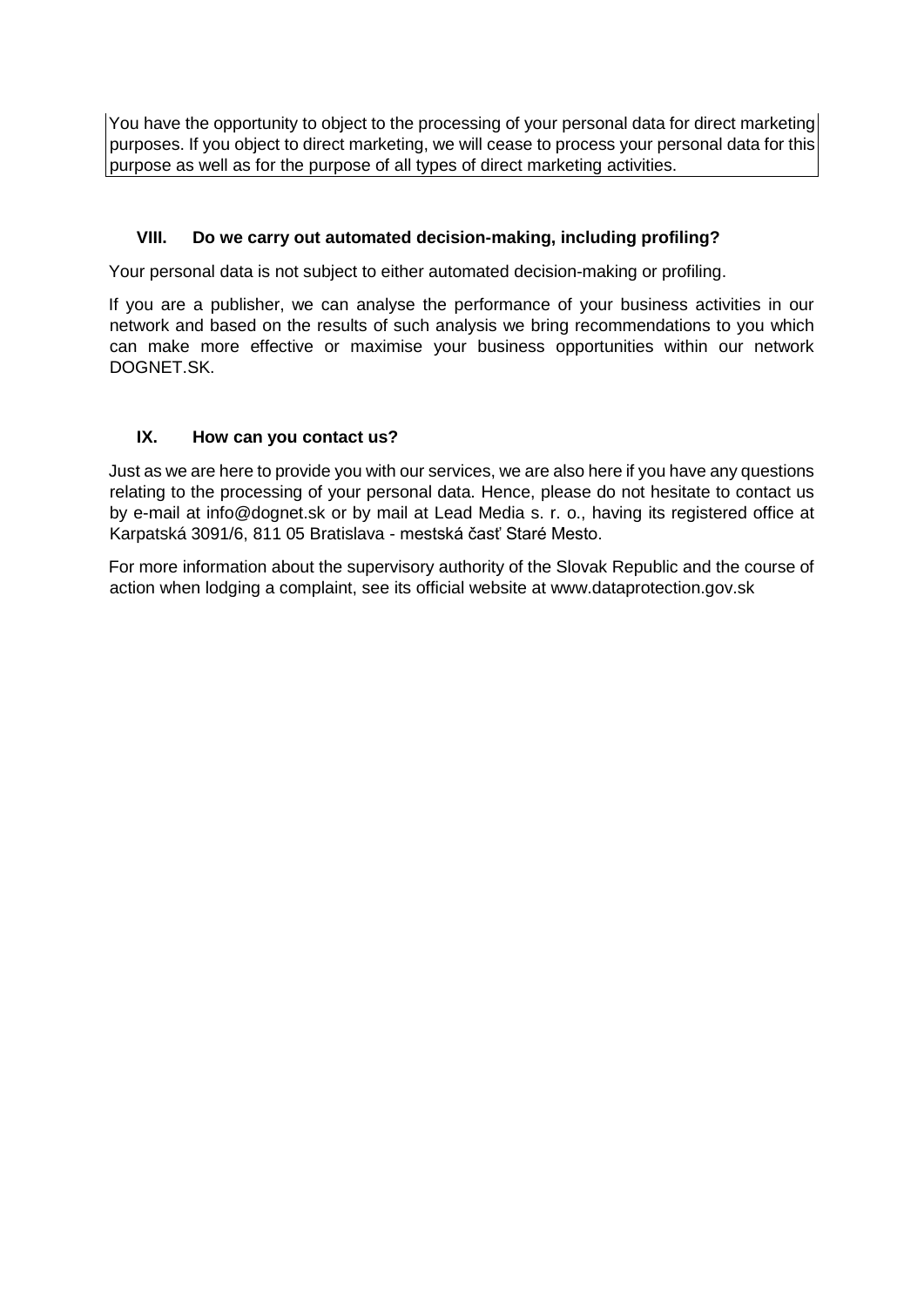You have the opportunity to object to the processing of your personal data for direct marketing purposes. If you object to direct marketing, we will cease to process your personal data for this purpose as well as for the purpose of all types of direct marketing activities.

## VIII. Do we carry out automated decision-making, including profiling?

Your personal data is not subject to either automated decision-making or profiling.

If you are a publisher, we can analyse the performance of your business activities in our network and based on the results of such analysis we bring recommendations to you which can make more effective or maximise your business opportunities within our network DOGNET.SK.

## IX. How can you contact us?

Just as we are here to provide you with our services, we are also here if you have any questions relating to the processing of your personal data. Hence, please do not hesitate to contact us by e-mail at info@dognet.sk or by mail at Lead Media s. r. o., having its registered office at Karpatská 3091/6, 811 05 Bratislava - mestská časť Staré Mesto.

For more information about the supervisory authority of the Slovak Republic and the course of action when lodging a complaint, see its official website at www.dataprotection.gov.sk